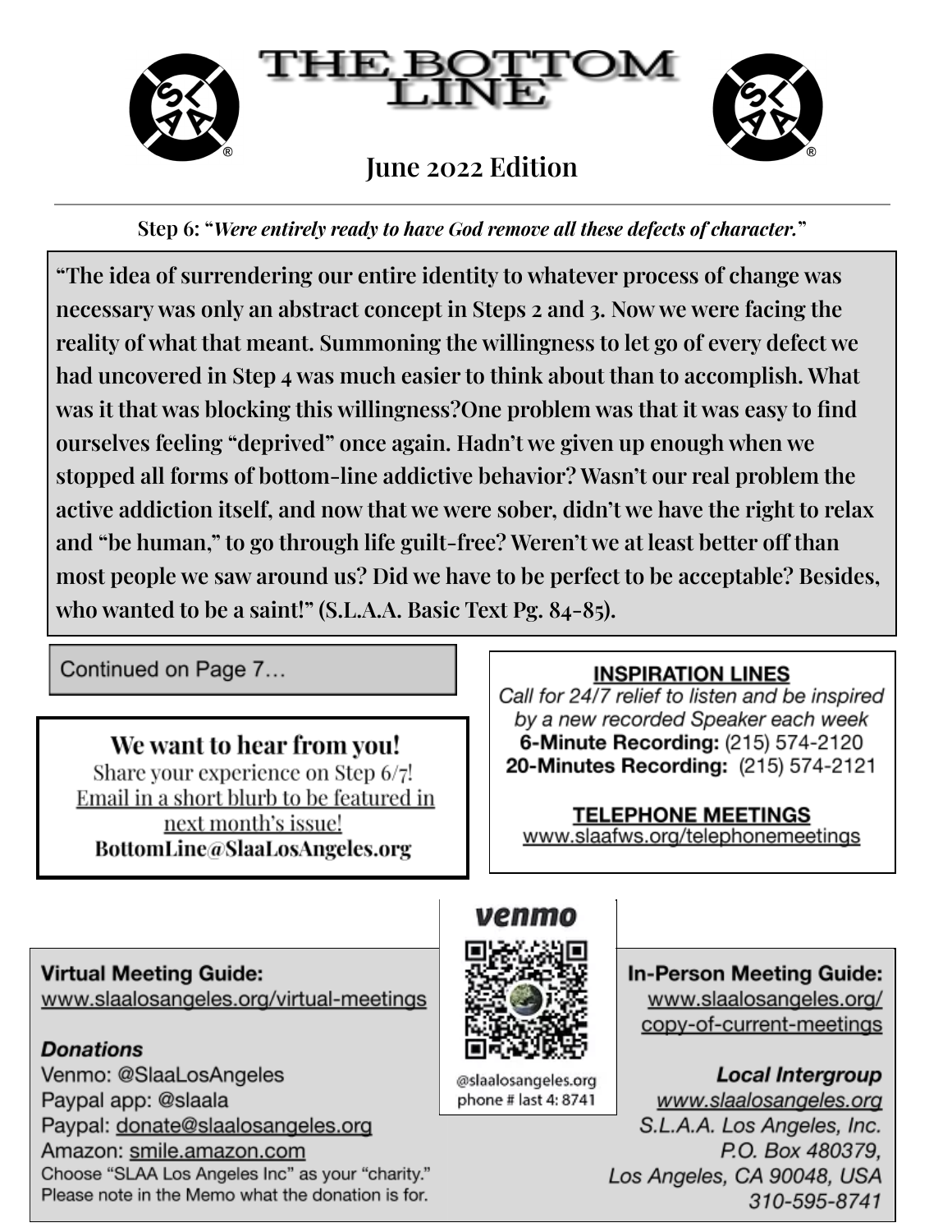# THE BOTTOM LINE

## June 2022 Edition

**Step 6: "*Were entirely ready to have God remove all these defects of character.*"**

**"The idea of surrendering our entire identity to whatever process of change was necessary was only an abstract concept in Steps 2 and 3. Now we were facing the reality of what that meant. Summoning the willingness to let go of every defect we had uncovered in Step 4 was much easier to think about than to accomplish. What was it that was blocking this willingness?One problem was that it was easy to find ourselves feeling "deprived" once again. Hadn't we given up enough when we stopped all forms of bottom-line addictive behavior? Wasn't our real problem the active addiction itself, and now that we were sober, didn't we have the right to relax and "be human," to go through life guilt-free? Weren't we at least better off than most people we saw around us? Did we have to be perfect to be acceptable? Besides, who wanted to be a saint!" (S.L.A.A. Basic Text Pg. 84-85).**

Continued on Page 7…

**We want to hear from you!**
Share your experience on Step 6/7!
Email in a short blurb to be featured in next month's issue!
**BottomLine@SlaaLosAngeles.org**

**INSPIRATION LINES**
*Call for 24/7 relief to listen and be inspired by a new recorded Speaker each week*
**6-Minute Recording:** (215) 574-2120
**20-Minutes Recording:** (215) 574-2121

**TELEPHONE MEETINGS**
www.slaafws.org/telephonemeetings

**Virtual Meeting Guide:**
www.slaalosangeles.org/virtual-meetings

***Donations***
Venmo: @SlaaLosAngeles
Paypal app: @slaala
Paypal: donate@slaalosangeles.org
Amazon: smile.amazon.com
Choose "SLAA Los Angeles Inc" as your "charity."
Please note in the Memo what the donation is for.

venmo
@slaalosangeles.org
phone # last 4: 8741

**In-Person Meeting Guide:**
www.slaalosangeles.org/copy-of-current-meetings

***Local Intergroup***
*www.slaalosangeles.org*
*S.L.A.A. Los Angeles, Inc.*
*P.O. Box 480379,*
*Los Angeles, CA 90048, USA*
*310-595-8741*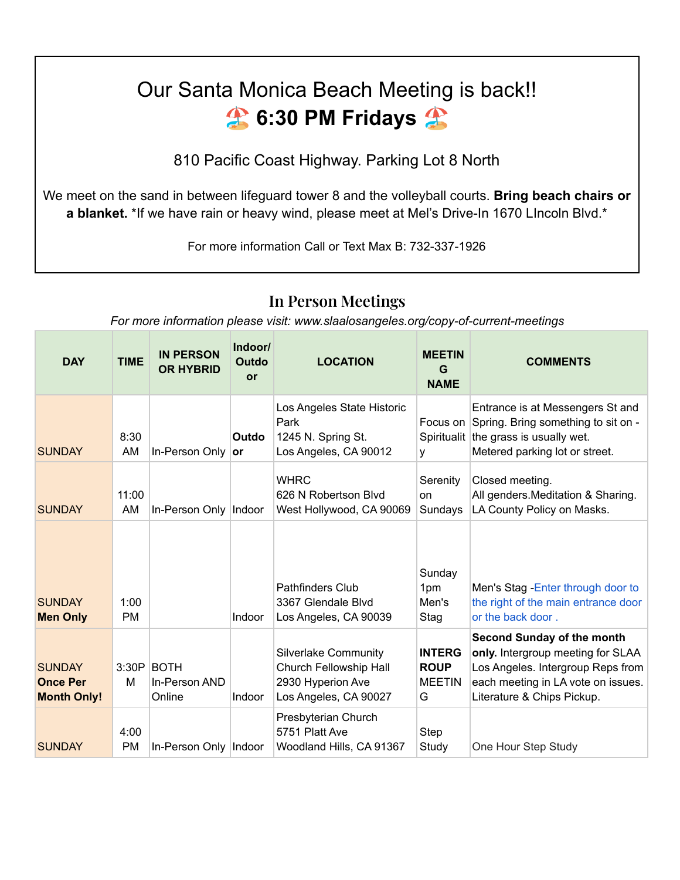# Our Santa Monica Beach Meeting is back!!

## 🏖️ 6:30 PM Fridays 🏖️

810 Pacific Coast Highway. Parking Lot 8 North

We meet on the sand in between lifeguard tower 8 and the volleyball courts. **Bring beach chairs or a blanket.** *If we have rain or heavy wind, please meet at Mel's Drive-In 1670 LIncoln Blvd.*

For more information Call or Text Max B: 732-337-1926

## In Person Meetings

*For more information please visit: www.slaalosangeles.org/copy-of-current-meetings*

| DAY | TIME | IN PERSON OR HYBRID | Indoor/ Outdoor | LOCATION | MEETING NAME | COMMENTS |
|---|---|---|---|---|---|---|
| SUNDAY | 8:30 AM | In-Person Only | **Outdoor** | Los Angeles State Historic Park<br>1245 N. Spring St.<br>Los Angeles, CA 90012 | Focus on Spirituality | Entrance is at Messengers St and Spring. Bring something to sit on - the grass is usually wet.<br>Metered parking lot or street. |
| SUNDAY | 11:00 AM | In-Person Only | Indoor | WHRC<br>626 N Robertson Blvd<br>West Hollywood, CA 90069 | Serenity on Sundays | Closed meeting.<br>All genders.Meditation & Sharing.<br>LA County Policy on Masks. |
| SUNDAY<br>**Men Only** | 1:00 PM | | Indoor | Pathfinders Club<br>3367 Glendale Blvd<br>Los Angeles, CA 90039 | Sunday 1pm Men's Stag | Men's Stag -Enter through door to the right of the main entrance door or the back door . |
| SUNDAY<br>**Once Per Month Only!** | 3:30PM | BOTH<br>In-Person AND Online | Indoor | Silverlake Community Church Fellowship Hall<br>2930 Hyperion Ave<br>Los Angeles, CA 90027 | **INTERGROUP** MEETING | **Second Sunday of the month only.** Intergroup meeting for SLAA Los Angeles. Intergroup Reps from each meeting in LA vote on issues. Literature & Chips Pickup. |
| SUNDAY | 4:00 PM | In-Person Only | Indoor | Presbyterian Church<br>5751 Platt Ave<br>Woodland Hills, CA 91367 | Step Study | One Hour Step Study |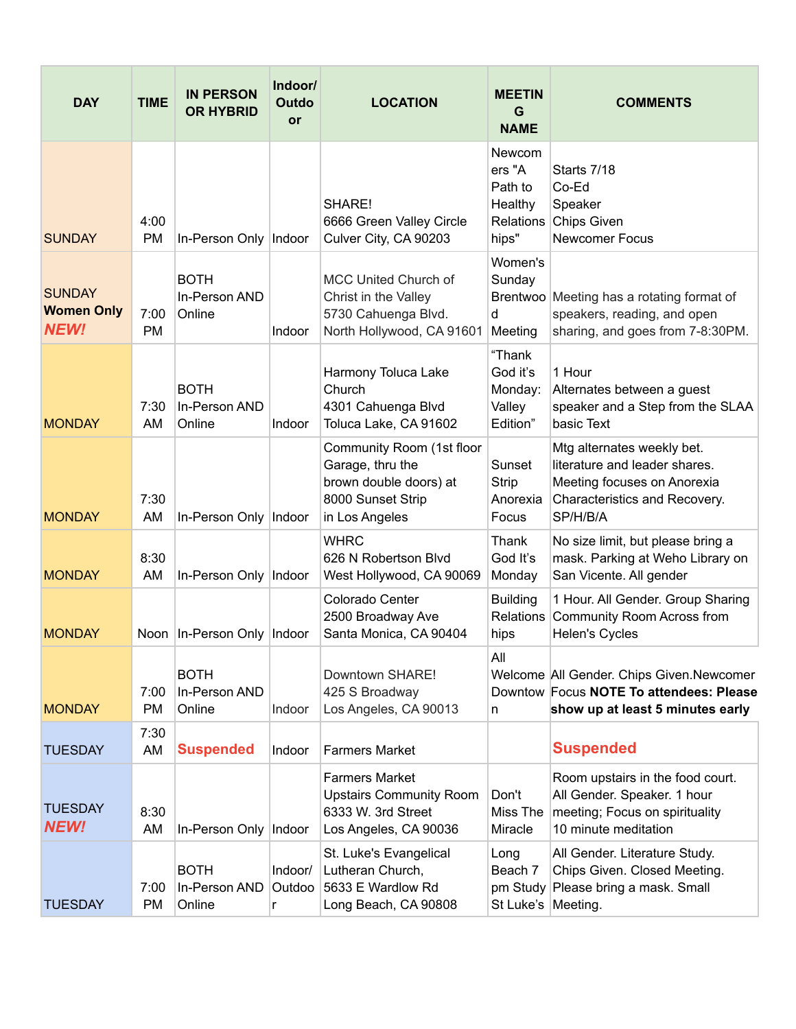| DAY | TIME | IN PERSON OR HYBRID | Indoor/ Outdoor | LOCATION | MEETING NAME | COMMENTS |
|---|---|---|---|---|---|---|
| SUNDAY | 4:00 PM | In-Person Only | Indoor | SHARE! 6666 Green Valley Circle Culver City, CA 90203 | Newcomers "A Path to Healthy Relationships" | Starts 7/18 Co-Ed Speaker Chips Given Newcomer Focus |
| SUNDAY **Women Only** ***NEW!*** | 7:00 PM | BOTH In-Person AND Online | Indoor | MCC United Church of Christ in the Valley 5730 Cahuenga Blvd. North Hollywood, CA 91601 | Women's Sunday Brentwood Meeting | Meeting has a rotating format of speakers, reading, and open sharing, and goes from 7-8:30PM. |
| MONDAY | 7:30 AM | BOTH In-Person AND Online | Indoor | Harmony Toluca Lake Church 4301 Cahuenga Blvd Toluca Lake, CA 91602 | "Thank God it's Monday: Valley Edition" | 1 Hour Alternates between a guest speaker and a Step from the SLAA basic Text |
| MONDAY | 7:30 AM | In-Person Only | Indoor | Community Room (1st floor Garage, thru the brown double doors) at 8000 Sunset Strip in Los Angeles | Sunset Strip Anorexia Focus | Mtg alternates weekly bet. literature and leader shares. Meeting focuses on Anorexia Characteristics and Recovery. SP/H/B/A |
| MONDAY | 8:30 AM | In-Person Only | Indoor | WHRC 626 N Robertson Blvd West Hollywood, CA 90069 | Thank God It's Monday | No size limit, but please bring a mask. Parking at Weho Library on San Vicente. All gender |
| MONDAY | Noon | In-Person Only | Indoor | Colorado Center 2500 Broadway Ave Santa Monica, CA 90404 | Building Relationships | 1 Hour. All Gender. Group Sharing Community Room Across from Helen's Cycles |
| MONDAY | 7:00 PM | BOTH In-Person AND Online | Indoor | Downtown SHARE! 425 S Broadway Los Angeles, CA 90013 | All Welcome Downtown | All Gender. Chips Given.Newcomer Focus **NOTE To attendees: Please show up at least 5 minutes early** |
| TUESDAY | 7:30 AM | **Suspended** | Indoor | Farmers Market | | **Suspended** |
| TUESDAY ***NEW!*** | 8:30 AM | In-Person Only | Indoor | Farmers Market Upstairs Community Room 6333 W. 3rd Street Los Angeles, CA 90036 | Don't Miss The Miracle | Room upstairs in the food court. All Gender. Speaker. 1 hour meeting; Focus on spirituality 10 minute meditation |
| TUESDAY | 7:00 PM | BOTH In-Person AND Online | Indoor/ Outdoor | St. Luke's Evangelical Lutheran Church, 5633 E Wardlow Rd Long Beach, CA 90808 | Long Beach 7 pm Study St Luke's | All Gender. Literature Study. Chips Given. Closed Meeting. Please bring a mask. Small Meeting. |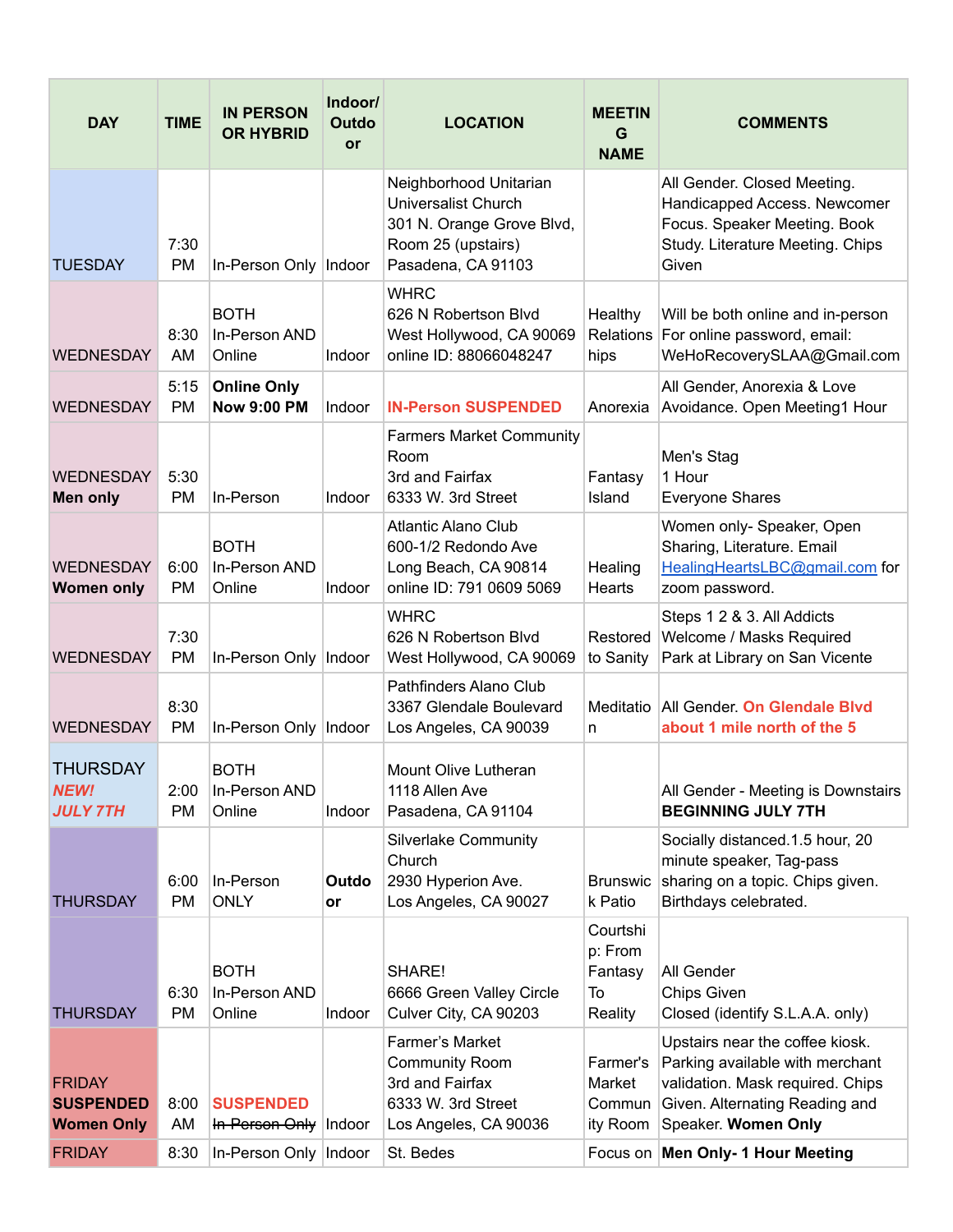| DAY | TIME | IN PERSON OR HYBRID | Indoor/ Outdoor | LOCATION | MEETING NAME | COMMENTS |
|---|---|---|---|---|---|---|
| TUESDAY | 7:30 PM | In-Person Only | Indoor | Neighborhood Unitarian Universalist Church 301 N. Orange Grove Blvd, Room 25 (upstairs) Pasadena, CA 91103 | | All Gender. Closed Meeting. Handicapped Access. Newcomer Focus. Speaker Meeting. Book Study. Literature Meeting. Chips Given |
| WEDNESDAY | 8:30 AM | BOTH In-Person AND Online | Indoor | WHRC 626 N Robertson Blvd West Hollywood, CA 90069 online ID: 88066048247 | Healthy Relationships | Will be both online and in-person For online password, email: WeHoRecoverySLAA@Gmail.com |
| WEDNESDAY | 5:15 PM | **Online Only Now 9:00 PM** | Indoor | **IN-Person SUSPENDED** | Anorexia | All Gender, Anorexia & Love Avoidance. Open Meeting1 Hour |
| WEDNESDAY **Men only** | 5:30 PM | In-Person | Indoor | Farmers Market Community Room 3rd and Fairfax 6333 W. 3rd Street | Fantasy Island | Men's Stag 1 Hour Everyone Shares |
| WEDNESDAY **Women only** | 6:00 PM | BOTH In-Person AND Online | Indoor | Atlantic Alano Club 600-1/2 Redondo Ave Long Beach, CA 90814 online ID: 791 0609 5069 | Healing Hearts | Women only- Speaker, Open Sharing, Literature. Email HealingHeartsLBC@gmail.com for zoom password. |
| WEDNESDAY | 7:30 PM | In-Person Only | Indoor | WHRC 626 N Robertson Blvd West Hollywood, CA 90069 | Restored to Sanity | Steps 1 2 & 3. All Addicts Welcome / Masks Required Park at Library on San Vicente |
| WEDNESDAY | 8:30 PM | In-Person Only | Indoor | Pathfinders Alano Club 3367 Glendale Boulevard Los Angeles, CA 90039 | Meditation | All Gender. **On Glendale Blvd about 1 mile north of the 5** |
| THURSDAY ***NEW! JULY 7TH*** | 2:00 PM | BOTH In-Person AND Online | Indoor | Mount Olive Lutheran 1118 Allen Ave Pasadena, CA 91104 | | All Gender - Meeting is Downstairs **BEGINNING JULY 7TH** |
| THURSDAY | 6:00 PM | In-Person ONLY | **Outdoor** | Silverlake Community Church 2930 Hyperion Ave. Los Angeles, CA 90027 | Brunswick Patio | Socially distanced.1.5 hour, 20 minute speaker, Tag-pass sharing on a topic. Chips given. Birthdays celebrated. |
| THURSDAY | 6:30 PM | BOTH In-Person AND Online | Indoor | SHARE! 6666 Green Valley Circle Culver City, CA 90203 | Courtship: From Fantasy To Reality | All Gender Chips Given Closed (identify S.L.A.A. only) |
| FRIDAY **SUSPENDED Women Only** | 8:00 AM | **SUSPENDED** ~~In-Person Only~~ | Indoor | Farmer's Market Community Room 3rd and Fairfax 6333 W. 3rd Street Los Angeles, CA 90036 | Farmer's Market Community Room | Upstairs near the coffee kiosk. Parking available with merchant validation. Mask required. Chips Given. Alternating Reading and Speaker. **Women Only** |
| FRIDAY | 8:30 | In-Person Only | Indoor | St. Bedes | Focus on | **Men Only- 1 Hour Meeting** |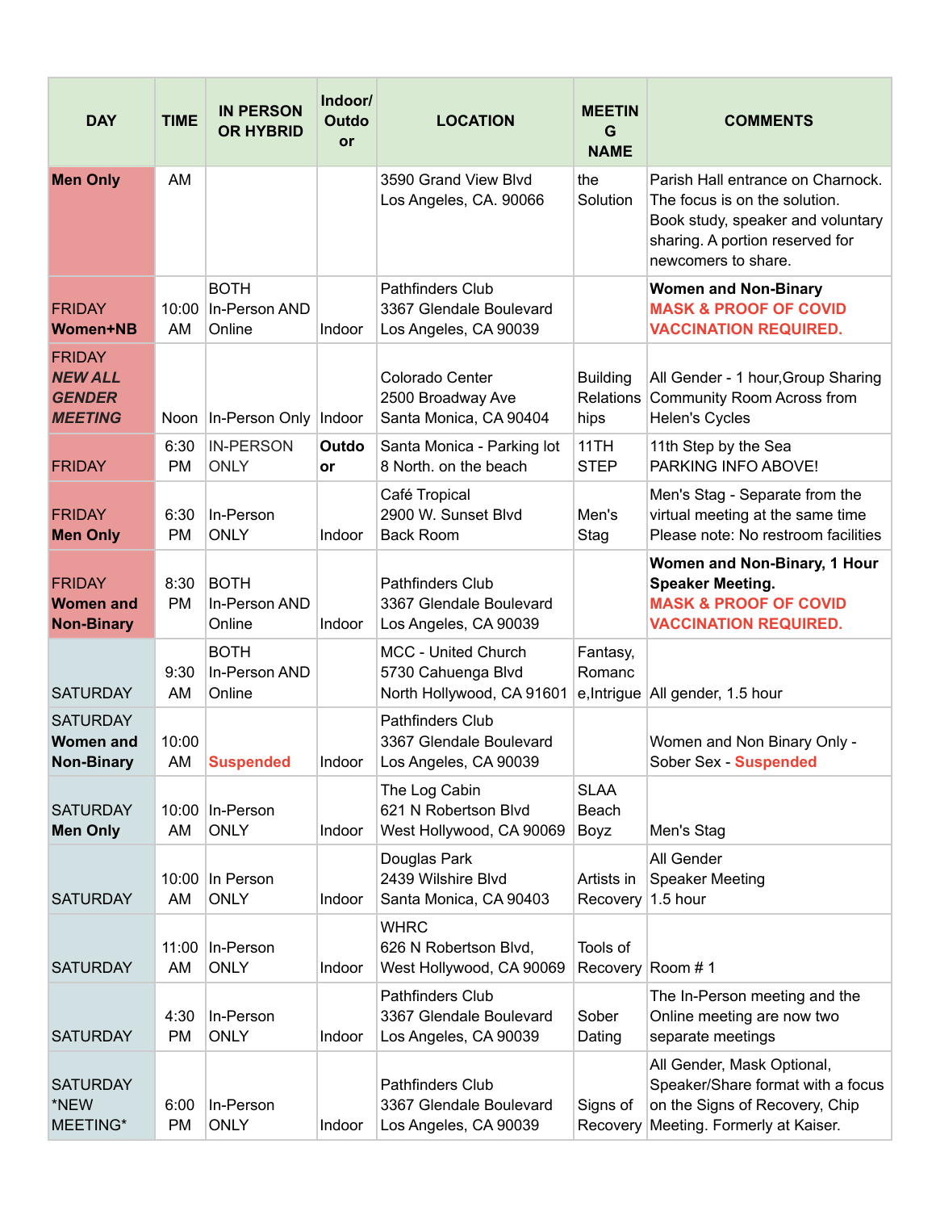| DAY | TIME | IN PERSON OR HYBRID | Indoor/ Outdoor | LOCATION | MEETING NAME | COMMENTS |
|---|---|---|---|---|---|---|
| **Men Only** | AM | | | 3590 Grand View Blvd Los Angeles, CA. 90066 | the Solution | Parish Hall entrance on Charnock. The focus is on the solution. Book study, speaker and voluntary sharing. A portion reserved for newcomers to share. |
| FRIDAY **Women+NB** | 10:00 AM | BOTH In-Person AND Online | Indoor | Pathfinders Club 3367 Glendale Boulevard Los Angeles, CA 90039 | | **Women and Non-Binary** **MASK & PROOF OF COVID VACCINATION REQUIRED.** |
| FRIDAY ***NEW ALL GENDER MEETING*** | Noon | In-Person Only | Indoor | Colorado Center 2500 Broadway Ave Santa Monica, CA 90404 | Building Relationships | All Gender - 1 hour,Group Sharing Community Room Across from Helen's Cycles |
| FRIDAY | 6:30 PM | IN-PERSON ONLY | **Outdoor** | Santa Monica - Parking lot 8 North. on the beach | 11TH STEP | 11th Step by the Sea PARKING INFO ABOVE! |
| FRIDAY **Men Only** | 6:30 PM | In-Person ONLY | Indoor | Café Tropical 2900 W. Sunset Blvd Back Room | Men's Stag | Men's Stag - Separate from the virtual meeting at the same time Please note: No restroom facilities |
| FRIDAY **Women and Non-Binary** | 8:30 PM | BOTH In-Person AND Online | Indoor | Pathfinders Club 3367 Glendale Boulevard Los Angeles, CA 90039 | | **Women and Non-Binary, 1 Hour Speaker Meeting.** **MASK & PROOF OF COVID VACCINATION REQUIRED.** |
| SATURDAY | 9:30 AM | BOTH In-Person AND Online | | MCC - United Church 5730 Cahuenga Blvd North Hollywood, CA 91601 | Fantasy, Romance,Intrigue | All gender, 1.5 hour |
| SATURDAY **Women and Non-Binary** | 10:00 AM | **Suspended** | Indoor | Pathfinders Club 3367 Glendale Boulevard Los Angeles, CA 90039 | | Women and Non Binary Only - Sober Sex - **Suspended** |
| SATURDAY **Men Only** | 10:00 AM | In-Person ONLY | Indoor | The Log Cabin 621 N Robertson Blvd West Hollywood, CA 90069 | SLAA Beach Boyz | Men's Stag |
| SATURDAY | 10:00 AM | In Person ONLY | Indoor | Douglas Park 2439 Wilshire Blvd Santa Monica, CA 90403 | Artists in Recovery | All Gender Speaker Meeting 1.5 hour |
| SATURDAY | 11:00 AM | In-Person ONLY | Indoor | WHRC 626 N Robertson Blvd, West Hollywood, CA 90069 | Tools of Recovery | Room # 1 |
| SATURDAY | 4:30 PM | In-Person ONLY | Indoor | Pathfinders Club 3367 Glendale Boulevard Los Angeles, CA 90039 | Sober Dating | The In-Person meeting and the Online meeting are now two separate meetings |
| SATURDAY *NEW MEETING* | 6:00 PM | In-Person ONLY | Indoor | Pathfinders Club 3367 Glendale Boulevard Los Angeles, CA 90039 | Signs of Recovery | All Gender, Mask Optional, Speaker/Share format with a focus on the Signs of Recovery, Chip Meeting. Formerly at Kaiser. |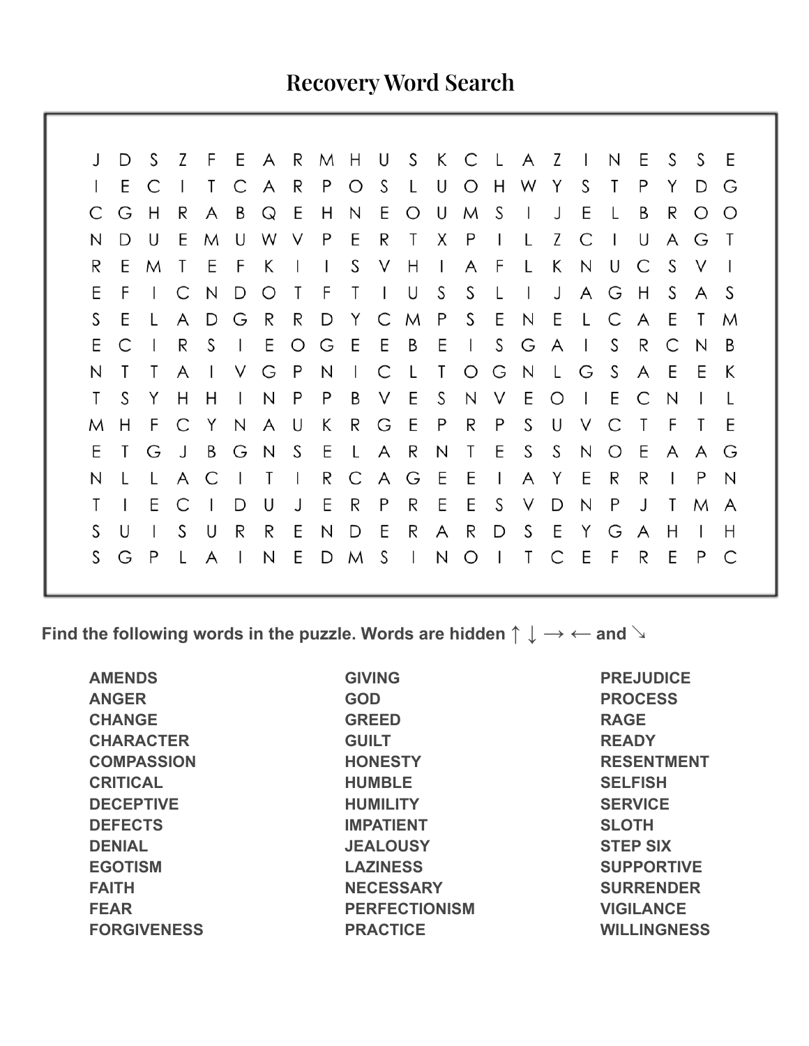# Recovery Word Search

```
J D S Z F E A R M H U S K C L A Z I N E S S E
I E C I T C A R P O S L U O H W Y S T P Y D G
C G H R A B Q E H N E O U M S I J E L B R O O
N D U E M U W V P E R T X P I L Z C I U A G T
R E M T E F K I I S V H I A F L K N U C S V I
E F I C N D O T F T I U S S L I J A G H S A S
S E L A D G R R D Y C M P S E N E L C A E T M
E C I R S I E O G E E B E I S G A I S R C N B
N T T A I V G P N I C L T O G N L G S A E E K
T S Y H H I N P P B V E S N V E O I E C N I L
M H F C Y N A U K R G E P R P S U V C T F T E
E T G J B G N S E L A R N T E S S N O E A A G
N L L A C I T I R C A G E E I A Y E R R I P N
T I E C I D U J E R P R E E S V D N P J T M A
S U I S U R R E N D E R A R D S E Y G A H I H
S G P L A I N E D M S I N O I T C E F R E P C
```

**Find the following words in the puzzle. Words are hidden ↑ ↓ → ← and ↘**

| | | |
|---|---|---|
| **AMENDS** | **GIVING** | **PREJUDICE** |
| **ANGER** | **GOD** | **PROCESS** |
| **CHANGE** | **GREED** | **RAGE** |
| **CHARACTER** | **GUILT** | **READY** |
| **COMPASSION** | **HONESTY** | **RESENTMENT** |
| **CRITICAL** | **HUMBLE** | **SELFISH** |
| **DECEPTIVE** | **HUMILITY** | **SERVICE** |
| **DEFECTS** | **IMPATIENT** | **SLOTH** |
| **DENIAL** | **JEALOUSY** | **STEP SIX** |
| **EGOTISM** | **LAZINESS** | **SUPPORTIVE** |
| **FAITH** | **NECESSARY** | **SURRENDER** |
| **FEAR** | **PERFECTIONISM** | **VIGILANCE** |
| **FORGIVENESS** | **PRACTICE** | **WILLINGNESS** |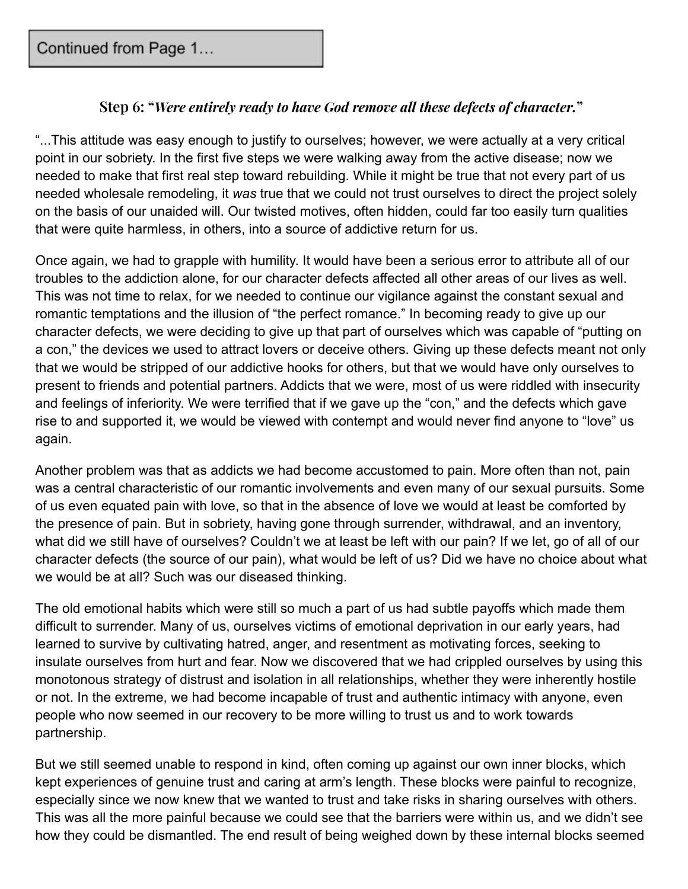Continued from Page 1…

### Step 6: "*Were entirely ready to have God remove all these defects of character.*"

"...This attitude was easy enough to justify to ourselves; however, we were actually at a very critical point in our sobriety. In the first five steps we were walking away from the active disease; now we needed to make that first real step toward rebuilding. While it might be true that not every part of us needed wholesale remodeling, it *was* true that we could not trust ourselves to direct the project solely on the basis of our unaided will. Our twisted motives, often hidden, could far too easily turn qualities that were quite harmless, in others, into a source of addictive return for us.

Once again, we had to grapple with humility. It would have been a serious error to attribute all of our troubles to the addiction alone, for our character defects affected all other areas of our lives as well. This was not time to relax, for we needed to continue our vigilance against the constant sexual and romantic temptations and the illusion of "the perfect romance." In becoming ready to give up our character defects, we were deciding to give up that part of ourselves which was capable of "putting on a con," the devices we used to attract lovers or deceive others. Giving up these defects meant not only that we would be stripped of our addictive hooks for others, but that we would have only ourselves to present to friends and potential partners. Addicts that we were, most of us were riddled with insecurity and feelings of inferiority. We were terrified that if we gave up the "con," and the defects which gave rise to and supported it, we would be viewed with contempt and would never find anyone to "love" us again.

Another problem was that as addicts we had become accustomed to pain. More often than not, pain was a central characteristic of our romantic involvements and even many of our sexual pursuits. Some of us even equated pain with love, so that in the absence of love we would at least be comforted by the presence of pain. But in sobriety, having gone through surrender, withdrawal, and an inventory, what did we still have of ourselves? Couldn't we at least be left with our pain? If we let, go of all of our character defects (the source of our pain), what would be left of us? Did we have no choice about what we would be at all? Such was our diseased thinking.

The old emotional habits which were still so much a part of us had subtle payoffs which made them difficult to surrender. Many of us, ourselves victims of emotional deprivation in our early years, had learned to survive by cultivating hatred, anger, and resentment as motivating forces, seeking to insulate ourselves from hurt and fear. Now we discovered that we had crippled ourselves by using this monotonous strategy of distrust and isolation in all relationships, whether they were inherently hostile or not. In the extreme, we had become incapable of trust and authentic intimacy with anyone, even people who now seemed in our recovery to be more willing to trust us and to work towards partnership.

But we still seemed unable to respond in kind, often coming up against our own inner blocks, which kept experiences of genuine trust and caring at arm's length. These blocks were painful to recognize, especially since we now knew that we wanted to trust and take risks in sharing ourselves with others. This was all the more painful because we could see that the barriers were within us, and we didn't see how they could be dismantled. The end result of being weighed down by these internal blocks seemed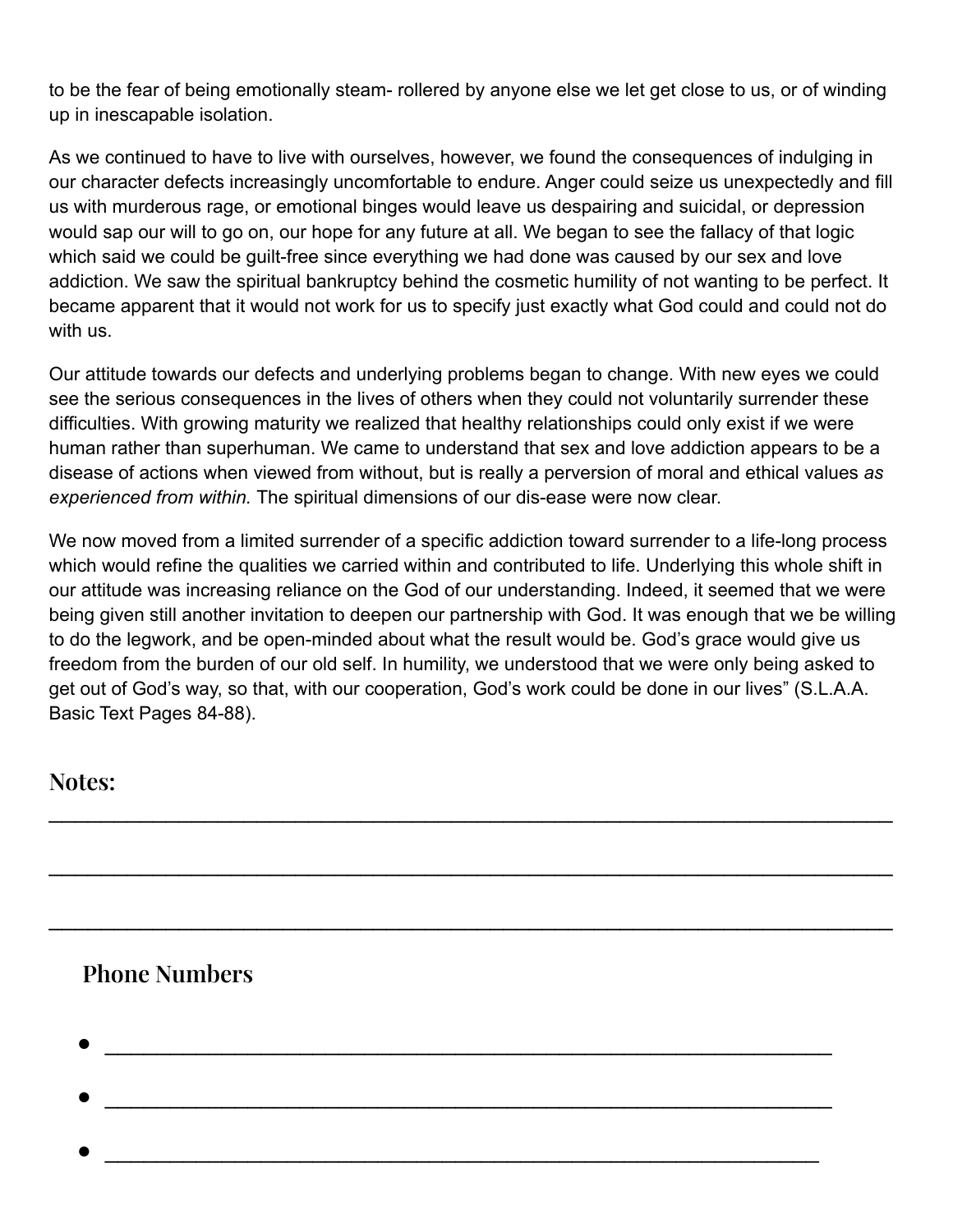to be the fear of being emotionally steam- rollered by anyone else we let get close to us, or of winding up in inescapable isolation.

As we continued to have to live with ourselves, however, we found the consequences of indulging in our character defects increasingly uncomfortable to endure. Anger could seize us unexpectedly and fill us with murderous rage, or emotional binges would leave us despairing and suicidal, or depression would sap our will to go on, our hope for any future at all. We began to see the fallacy of that logic which said we could be guilt-free since everything we had done was caused by our sex and love addiction. We saw the spiritual bankruptcy behind the cosmetic humility of not wanting to be perfect. It became apparent that it would not work for us to specify just exactly what God could and could not do with us.

Our attitude towards our defects and underlying problems began to change. With new eyes we could see the serious consequences in the lives of others when they could not voluntarily surrender these difficulties. With growing maturity we realized that healthy relationships could only exist if we were human rather than superhuman. We came to understand that sex and love addiction appears to be a disease of actions when viewed from without, but is really a perversion of moral and ethical values *as experienced from within.* The spiritual dimensions of our dis-ease were now clear.

We now moved from a limited surrender of a specific addiction toward surrender to a life-long process which would refine the qualities we carried within and contributed to life. Underlying this whole shift in our attitude was increasing reliance on the God of our understanding. Indeed, it seemed that we were being given still another invitation to deepen our partnership with God. It was enough that we be willing to do the legwork, and be open-minded about what the result would be. God's grace would give us freedom from the burden of our old self. In humility, we understood that we were only being asked to get out of God's way, so that, with our cooperation, God's work could be done in our lives" (S.L.A.A. Basic Text Pages 84-88).

## Notes:

______________________________________________________________________

______________________________________________________________________

______________________________________________________________________

## Phone Numbers

- ____________________________________________________________
- ____________________________________________________________
- ____________________________________________________________